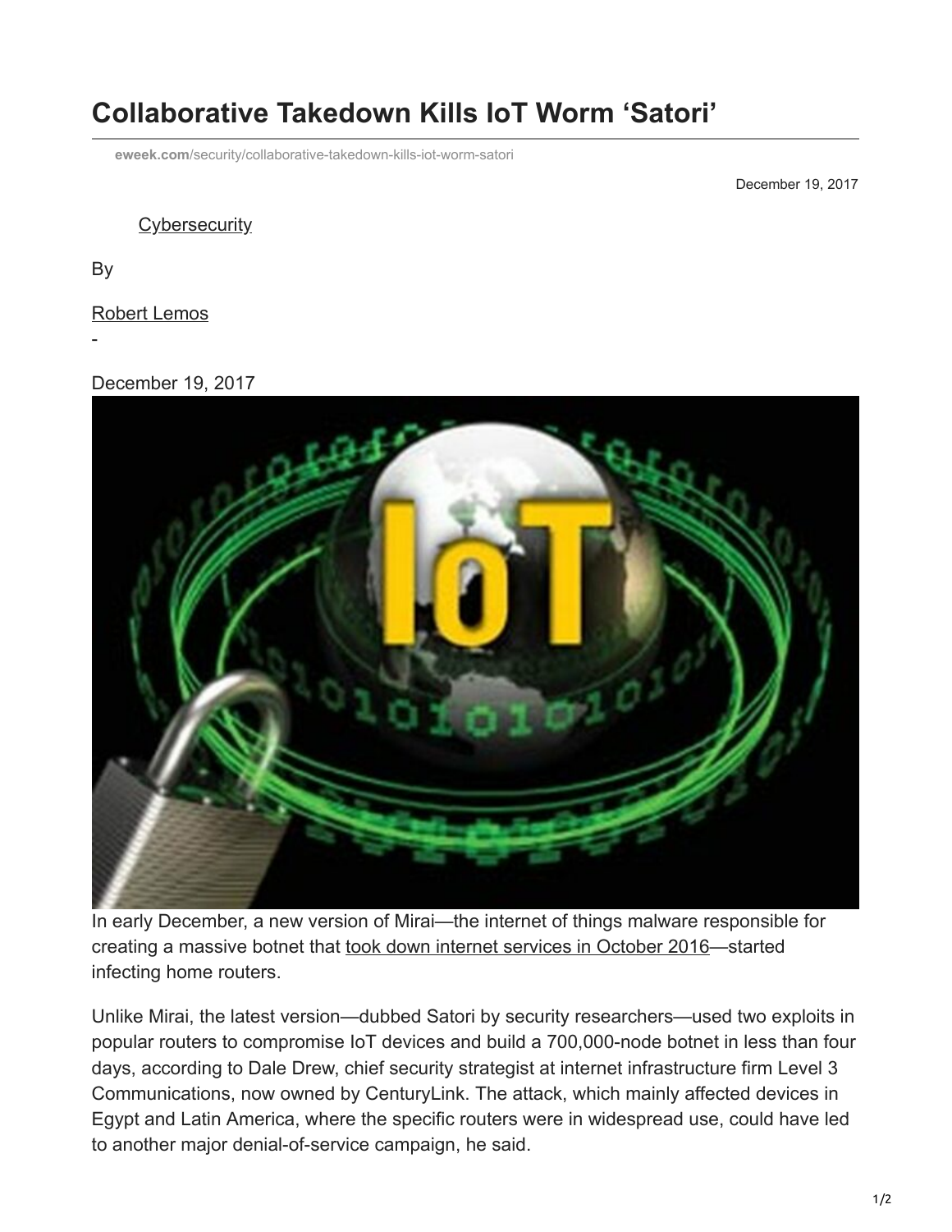# Collaborative Takedown Kills IoT Worm 'Satori'

eweek.com/security/collaborative-takedown-kills-iot-worm-satori

December 19, 2017

Cybersecurity

By

Robert Lemos

-

December 19, 2017

In early December, a new version of Mirai—the internet of things malware responsible for creating a massive botnet that took down internet services in October 2016—started infecting home routers.

Unlike Mirai, the latest version—dubbed Satori by security researchers—used two exploits in popular routers to compromise IoT devices and build a 700,000-node botnet in less than four days, according to Dale Drew, chief security strategist at internet infrastructure firm Level 3 Communications, now owned by CenturyLink. The attack, which mainly affected devices in Egypt and Latin America, where the specific routers were in widespread use, could have led to another major denial-of-service campaign, he said.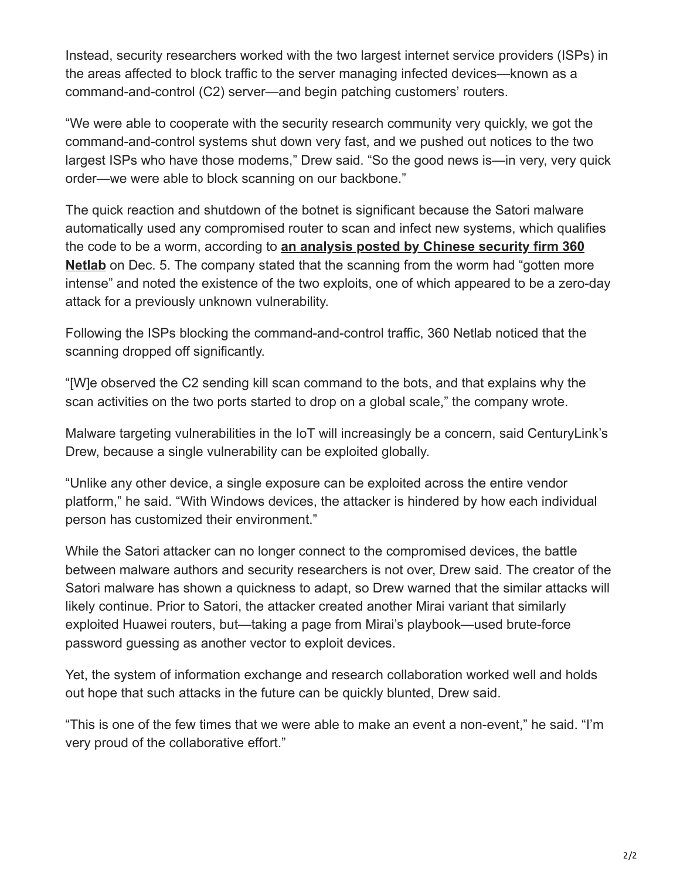Instead, security researchers worked with the two largest internet service providers (ISPs) in the areas affected to block traffic to the server managing infected devices—known as a command-and-control (C2) server—and begin patching customers' routers.

"We were able to cooperate with the security research community very quickly, we got the command-and-control systems shut down very fast, and we pushed out notices to the two largest ISPs who have those modems," Drew said. "So the good news is—in very, very quick order—we were able to block scanning on our backbone."

The quick reaction and shutdown of the botnet is significant because the Satori malware automatically used any compromised router to scan and infect new systems, which qualifies the code to be a worm, according to **an analysis posted by Chinese security firm 360 Netlab** on Dec. 5. The company stated that the scanning from the worm had "gotten more intense" and noted the existence of the two exploits, one of which appeared to be a zero-day attack for a previously unknown vulnerability.

Following the ISPs blocking the command-and-control traffic, 360 Netlab noticed that the scanning dropped off significantly.

"[W]e observed the C2 sending kill scan command to the bots, and that explains why the scan activities on the two ports started to drop on a global scale," the company wrote.

Malware targeting vulnerabilities in the IoT will increasingly be a concern, said CenturyLink's Drew, because a single vulnerability can be exploited globally.

"Unlike any other device, a single exposure can be exploited across the entire vendor platform," he said. "With Windows devices, the attacker is hindered by how each individual person has customized their environment."

While the Satori attacker can no longer connect to the compromised devices, the battle between malware authors and security researchers is not over, Drew said. The creator of the Satori malware has shown a quickness to adapt, so Drew warned that the similar attacks will likely continue. Prior to Satori, the attacker created another Mirai variant that similarly exploited Huawei routers, but—taking a page from Mirai's playbook—used brute-force password guessing as another vector to exploit devices.

Yet, the system of information exchange and research collaboration worked well and holds out hope that such attacks in the future can be quickly blunted, Drew said.

"This is one of the few times that we were able to make an event a non-event," he said. "I'm very proud of the collaborative effort."